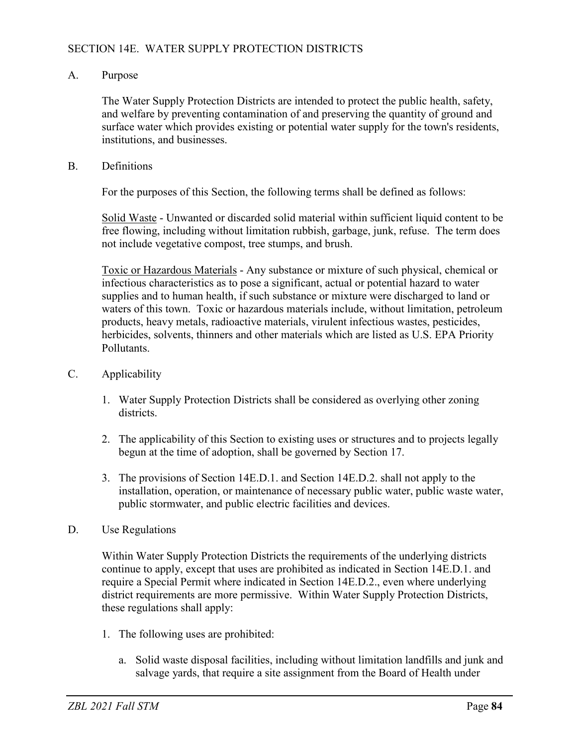## SECTION 14E. WATER SUPPLY PROTECTION DISTRICTS

### A. Purpose

The Water Supply Protection Districts are intended to protect the public health, safety, and welfare by preventing contamination of and preserving the quantity of ground and surface water which provides existing or potential water supply for the town's residents, institutions, and businesses.

### B. Definitions

For the purposes of this Section, the following terms shall be defined as follows:

Solid Waste - Unwanted or discarded solid material within sufficient liquid content to be free flowing, including without limitation rubbish, garbage, junk, refuse. The term does not include vegetative compost, tree stumps, and brush.

Toxic or Hazardous Materials - Any substance or mixture of such physical, chemical or infectious characteristics as to pose a significant, actual or potential hazard to water supplies and to human health, if such substance or mixture were discharged to land or waters of this town. Toxic or hazardous materials include, without limitation, petroleum products, heavy metals, radioactive materials, virulent infectious wastes, pesticides, herbicides, solvents, thinners and other materials which are listed as U.S. EPA Priority Pollutants.

### C. Applicability

1. Water Supply Protection Districts shall be considered as overlying other zoning districts.
2. The applicability of this Section to existing uses or structures and to projects legally begun at the time of adoption, shall be governed by Section 17.
3. The provisions of Section 14E.D.1. and Section 14E.D.2. shall not apply to the installation, operation, or maintenance of necessary public water, public waste water, public stormwater, and public electric facilities and devices.

### D. Use Regulations

Within Water Supply Protection Districts the requirements of the underlying districts continue to apply, except that uses are prohibited as indicated in Section 14E.D.1. and require a Special Permit where indicated in Section 14E.D.2., even where underlying district requirements are more permissive. Within Water Supply Protection Districts, these regulations shall apply:

1. The following uses are prohibited:
   a. Solid waste disposal facilities, including without limitation landfills and junk and salvage yards, that require a site assignment from the Board of Health under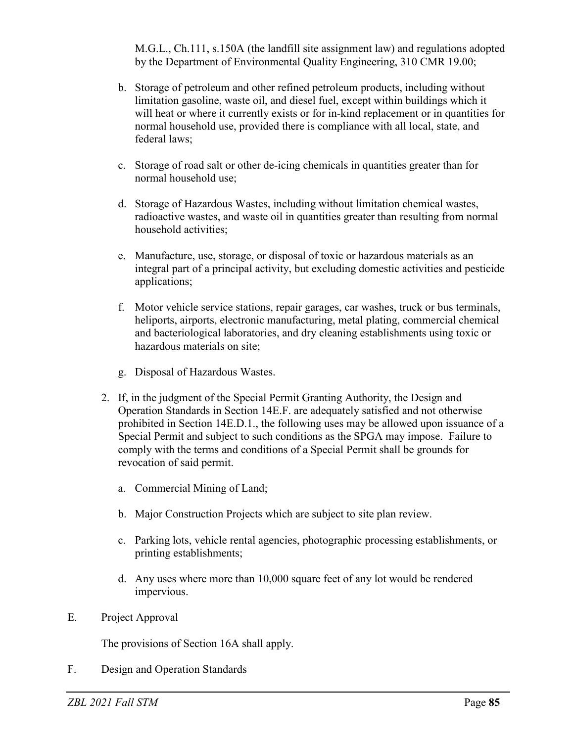M.G.L., Ch.111, s.150A (the landfill site assignment law) and regulations adopted by the Department of Environmental Quality Engineering, 310 CMR 19.00;

b. Storage of petroleum and other refined petroleum products, including without limitation gasoline, waste oil, and diesel fuel, except within buildings which it will heat or where it currently exists or for in-kind replacement or in quantities for normal household use, provided there is compliance with all local, state, and federal laws;

c. Storage of road salt or other de-icing chemicals in quantities greater than for normal household use;

d. Storage of Hazardous Wastes, including without limitation chemical wastes, radioactive wastes, and waste oil in quantities greater than resulting from normal household activities;

e. Manufacture, use, storage, or disposal of toxic or hazardous materials as an integral part of a principal activity, but excluding domestic activities and pesticide applications;

f. Motor vehicle service stations, repair garages, car washes, truck or bus terminals, heliports, airports, electronic manufacturing, metal plating, commercial chemical and bacteriological laboratories, and dry cleaning establishments using toxic or hazardous materials on site;

g. Disposal of Hazardous Wastes.

2. If, in the judgment of the Special Permit Granting Authority, the Design and Operation Standards in Section 14E.F. are adequately satisfied and not otherwise prohibited in Section 14E.D.1., the following uses may be allowed upon issuance of a Special Permit and subject to such conditions as the SPGA may impose. Failure to comply with the terms and conditions of a Special Permit shall be grounds for revocation of said permit.

   a. Commercial Mining of Land;

   b. Major Construction Projects which are subject to site plan review.

   c. Parking lots, vehicle rental agencies, photographic processing establishments, or printing establishments;

   d. Any uses where more than 10,000 square feet of any lot would be rendered impervious.

E. Project Approval

The provisions of Section 16A shall apply.

F. Design and Operation Standards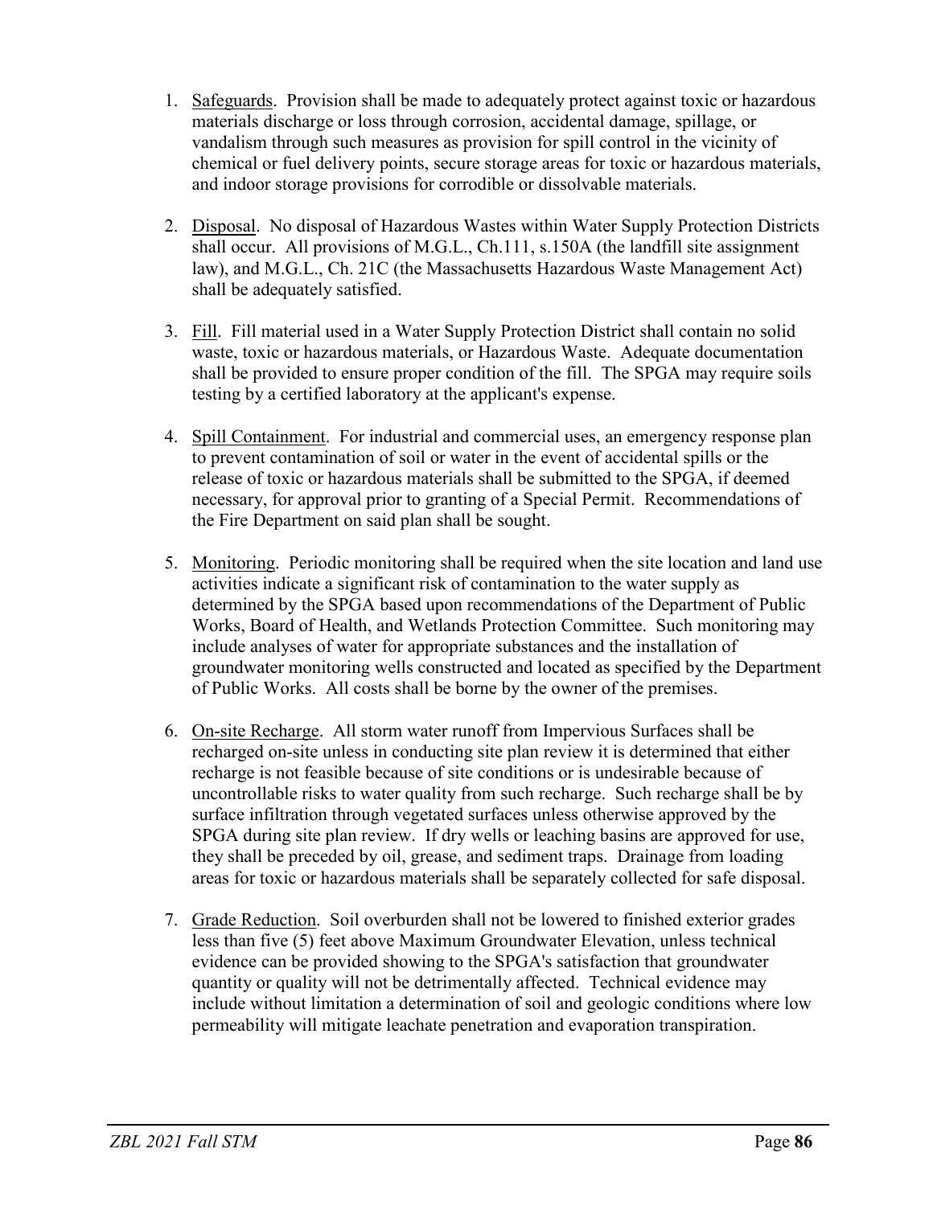1. Safeguards. Provision shall be made to adequately protect against toxic or hazardous materials discharge or loss through corrosion, accidental damage, spillage, or vandalism through such measures as provision for spill control in the vicinity of chemical or fuel delivery points, secure storage areas for toxic or hazardous materials, and indoor storage provisions for corrodible or dissolvable materials.

2. Disposal. No disposal of Hazardous Wastes within Water Supply Protection Districts shall occur. All provisions of M.G.L., Ch.111, s.150A (the landfill site assignment law), and M.G.L., Ch. 21C (the Massachusetts Hazardous Waste Management Act) shall be adequately satisfied.

3. Fill. Fill material used in a Water Supply Protection District shall contain no solid waste, toxic or hazardous materials, or Hazardous Waste. Adequate documentation shall be provided to ensure proper condition of the fill. The SPGA may require soils testing by a certified laboratory at the applicant's expense.

4. Spill Containment. For industrial and commercial uses, an emergency response plan to prevent contamination of soil or water in the event of accidental spills or the release of toxic or hazardous materials shall be submitted to the SPGA, if deemed necessary, for approval prior to granting of a Special Permit. Recommendations of the Fire Department on said plan shall be sought.

5. Monitoring. Periodic monitoring shall be required when the site location and land use activities indicate a significant risk of contamination to the water supply as determined by the SPGA based upon recommendations of the Department of Public Works, Board of Health, and Wetlands Protection Committee. Such monitoring may include analyses of water for appropriate substances and the installation of groundwater monitoring wells constructed and located as specified by the Department of Public Works. All costs shall be borne by the owner of the premises.

6. On-site Recharge. All storm water runoff from Impervious Surfaces shall be recharged on-site unless in conducting site plan review it is determined that either recharge is not feasible because of site conditions or is undesirable because of uncontrollable risks to water quality from such recharge. Such recharge shall be by surface infiltration through vegetated surfaces unless otherwise approved by the SPGA during site plan review. If dry wells or leaching basins are approved for use, they shall be preceded by oil, grease, and sediment traps. Drainage from loading areas for toxic or hazardous materials shall be separately collected for safe disposal.

7. Grade Reduction. Soil overburden shall not be lowered to finished exterior grades less than five (5) feet above Maximum Groundwater Elevation, unless technical evidence can be provided showing to the SPGA's satisfaction that groundwater quantity or quality will not be detrimentally affected. Technical evidence may include without limitation a determination of soil and geologic conditions where low permeability will mitigate leachate penetration and evaporation transpiration.